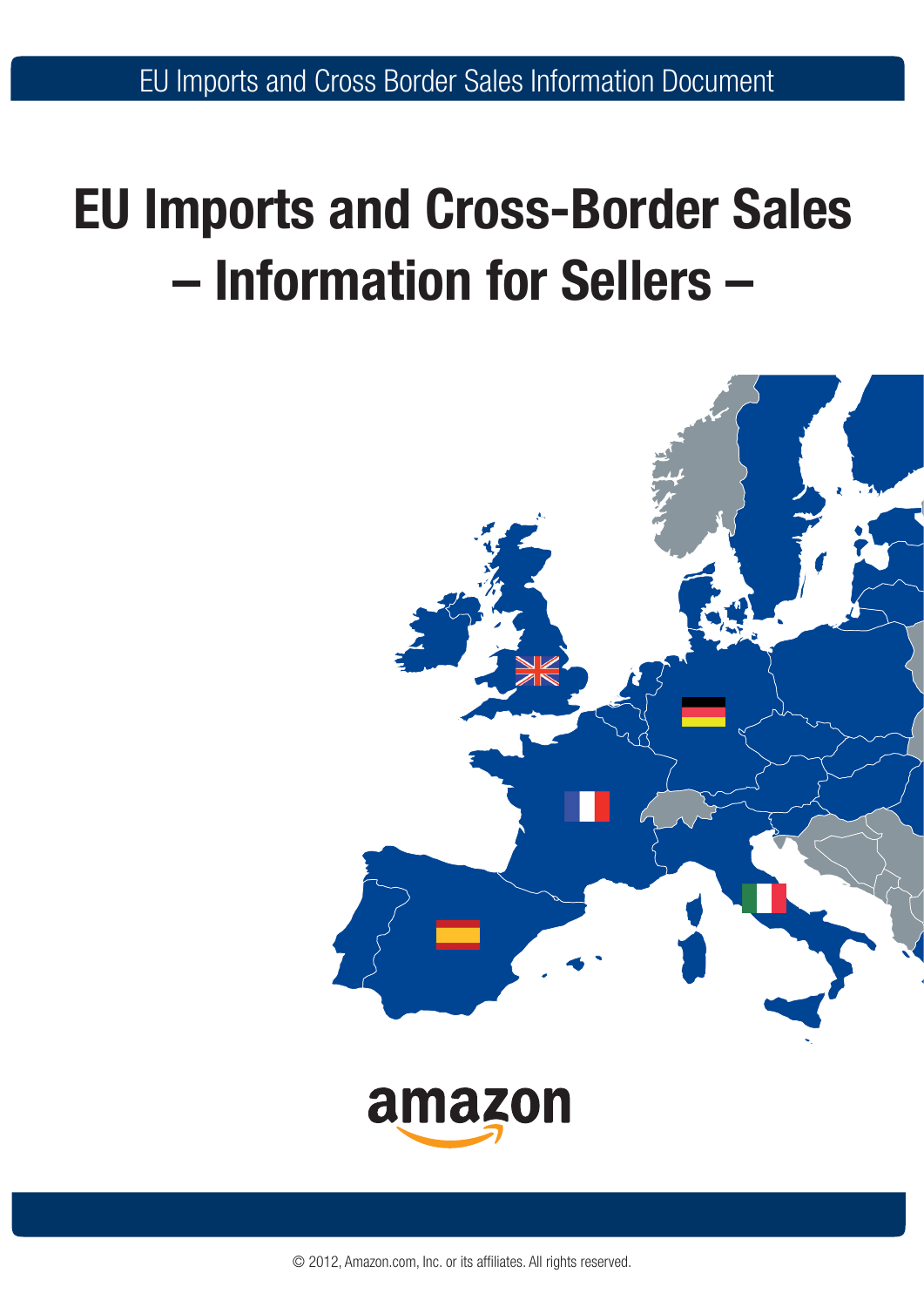# EU Imports and Cross-Border Sales – Information for Sellers –

amazon

© 2012, Amazon.com, Inc. or its affiliates. All rights reserved.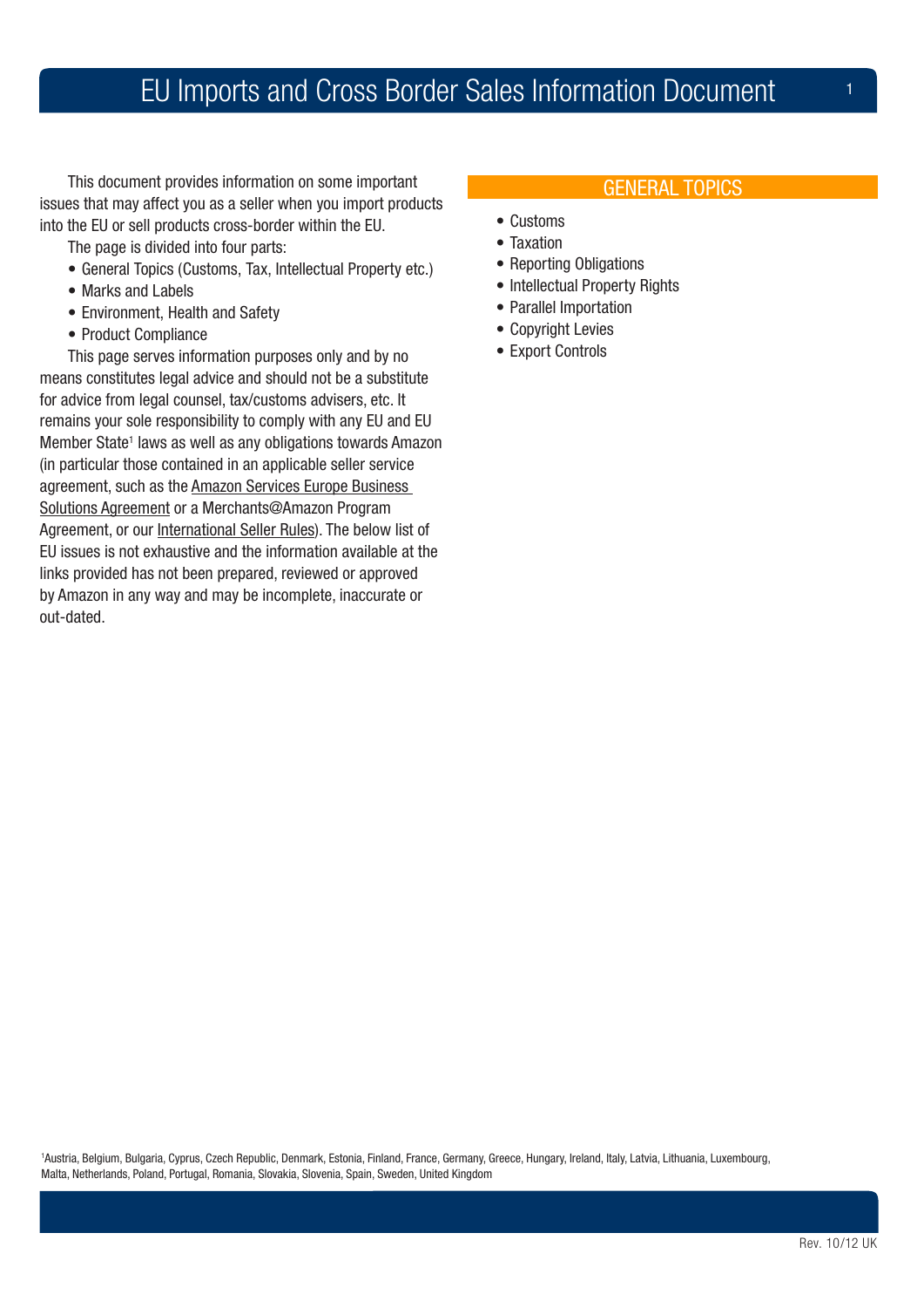# EU Imports and Cross Border Sales Information Document

This document provides information on some important issues that may affect you as a seller when you import products into the EU or sell products cross-border within the EU.

The page is divided into four parts:

- General Topics (Customs, Tax, Intellectual Property etc.)
- Marks and Labels
- Environment, Health and Safety
- Product Compliance

This page serves information purposes only and by no means constitutes legal advice and should not be a substitute for advice from legal counsel, tax/customs advisers, etc. It remains your sole responsibility to comply with any EU and EU Member State[1] laws as well as any obligations towards Amazon (in particular those contained in an applicable seller service agreement, such as the Amazon Services Europe Business Solutions Agreement or a Merchants@Amazon Program Agreement, or our International Seller Rules). The below list of EU issues is not exhaustive and the information available at the links provided has not been prepared, reviewed or approved by Amazon in any way and may be incomplete, inaccurate or out-dated.

## GENERAL TOPICS

- Customs
- Taxation
- Reporting Obligations
- Intellectual Property Rights
- Parallel Importation
- Copyright Levies
- Export Controls

[1] Austria, Belgium, Bulgaria, Cyprus, Czech Republic, Denmark, Estonia, Finland, France, Germany, Greece, Hungary, Ireland, Italy, Latvia, Lithuania, Luxembourg, Malta, Netherlands, Poland, Portugal, Romania, Slovakia, Slovenia, Spain, Sweden, United Kingdom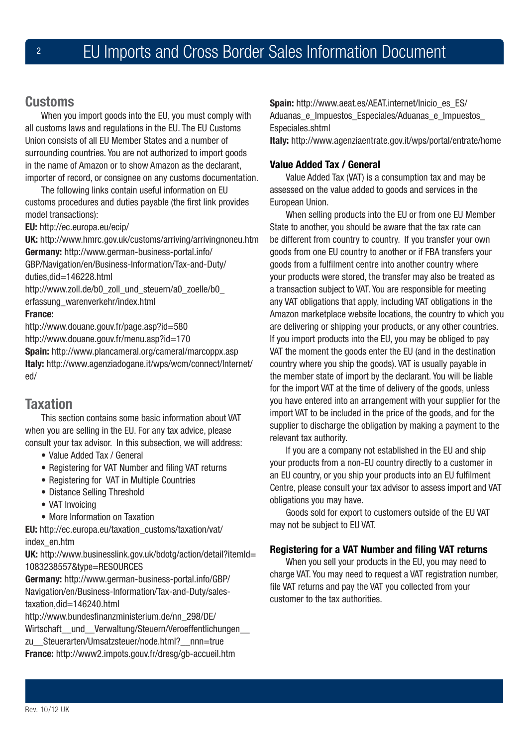## Customs

When you import goods into the EU, you must comply with all customs laws and regulations in the EU. The EU Customs Union consists of all EU Member States and a number of surrounding countries. You are not authorized to import goods in the name of Amazon or to show Amazon as the declarant, importer of record, or consignee on any customs documentation.

The following links contain useful information on EU customs procedures and duties payable (the first link provides model transactions):

**EU:** http://ec.europa.eu/ecip/

**UK:** http://www.hmrc.gov.uk/customs/arriving/arrivingnoneu.htm

**Germany:** http://www.german-business-portal.info/GBP/Navigation/en/Business-Information/Tax-and-Duty/duties,did=146228.html

http://www.zoll.de/b0_zoll_und_steuern/a0_zoelle/b0_erfassung_warenverkehr/index.html

**France:**

http://www.douane.gouv.fr/page.asp?id=580

http://www.douane.gouv.fr/menu.asp?id=170

**Spain:** http://www.plancameral.org/cameral/marcoppx.asp

**Italy:** http://www.agenziadogane.it/wps/wcm/connect/Internet/ed/

## Taxation

This section contains some basic information about VAT when you are selling in the EU. For any tax advice, please consult your tax advisor. In this subsection, we will address:

- Value Added Tax / General
- Registering for VAT Number and filing VAT returns
- Registering for VAT in Multiple Countries
- Distance Selling Threshold
- VAT Invoicing
- More Information on Taxation

**EU:** http://ec.europa.eu/taxation_customs/taxation/vat/index_en.htm

**UK:** http://www.businesslink.gov.uk/bdotg/action/detail?itemId=1083238557&type=RESOURCES

**Germany:** http://www.german-business-portal.info/GBP/Navigation/en/Business-Information/Tax-and-Duty/sales-taxation,did=146240.html

http://www.bundesfinanzministerium.de/nn_298/DE/Wirtschaft__und__Verwaltung/Steuern/Veroeffentlichungen__zu__Steuerarten/Umsatzsteuer/node.html?__nnn=true

**France:** http://www2.impots.gouv.fr/dresg/gb-accueil.htm

**Spain:** http://www.aeat.es/AEAT.internet/Inicio_es_ES/Aduanas_e_Impuestos_Especiales/Aduanas_e_Impuestos_Especiales.shtml

**Italy:** http://www.agenziaentrate.gov.it/wps/portal/entrate/home

### Value Added Tax / General

Value Added Tax (VAT) is a consumption tax and may be assessed on the value added to goods and services in the European Union.

When selling products into the EU or from one EU Member State to another, you should be aware that the tax rate can be different from country to country. If you transfer your own goods from one EU country to another or if FBA transfers your goods from a fulfilment centre into another country where your products were stored, the transfer may also be treated as a transaction subject to VAT. You are responsible for meeting any VAT obligations that apply, including VAT obligations in the Amazon marketplace website locations, the country to which you are delivering or shipping your products, or any other countries. If you import products into the EU, you may be obliged to pay VAT the moment the goods enter the EU (and in the destination country where you ship the goods). VAT is usually payable in the member state of import by the declarant. You will be liable for the import VAT at the time of delivery of the goods, unless you have entered into an arrangement with your supplier for the import VAT to be included in the price of the goods, and for the supplier to discharge the obligation by making a payment to the relevant tax authority.

If you are a company not established in the EU and ship your products from a non-EU country directly to a customer in an EU country, or you ship your products into an EU fulfilment Centre, please consult your tax advisor to assess import and VAT obligations you may have.

Goods sold for export to customers outside of the EU VAT may not be subject to EU VAT.

### Registering for a VAT Number and filing VAT returns

When you sell your products in the EU, you may need to charge VAT. You may need to request a VAT registration number, file VAT returns and pay the VAT you collected from your customer to the tax authorities.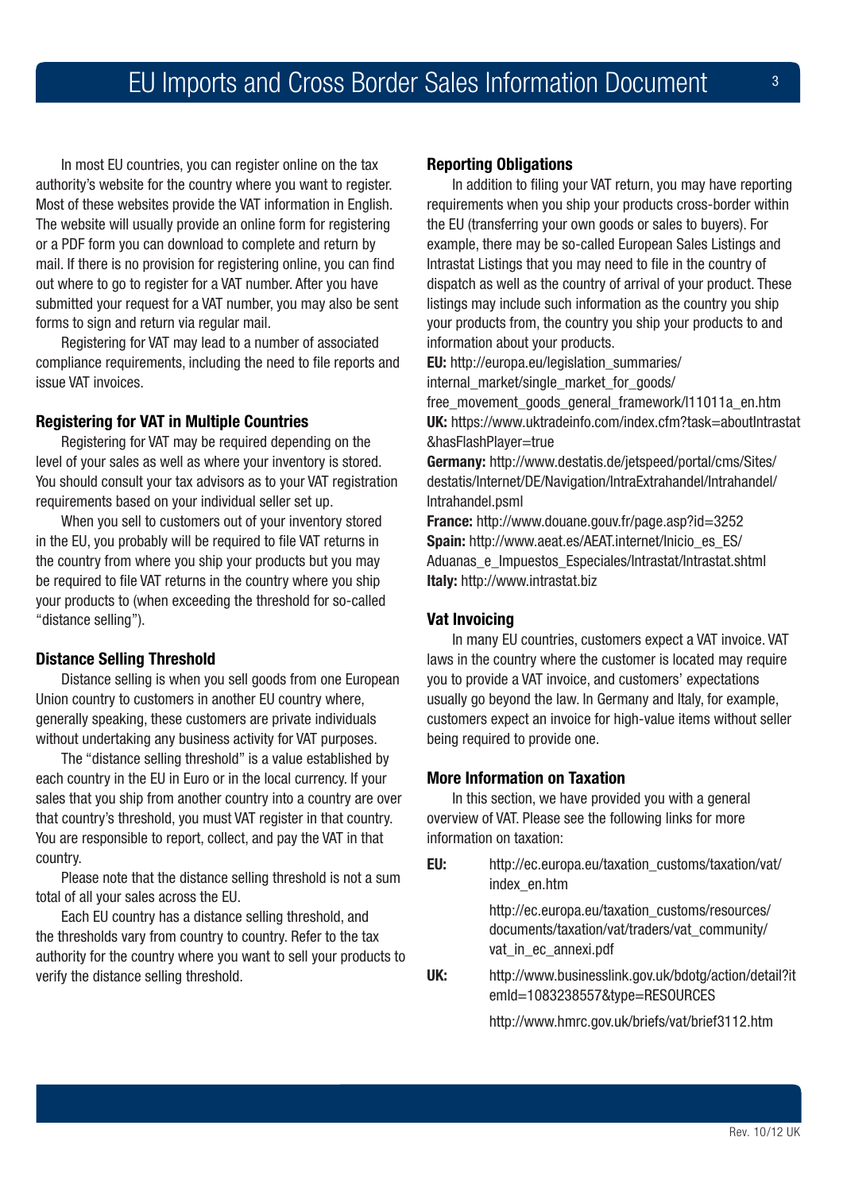In most EU countries, you can register online on the tax authority's website for the country where you want to register. Most of these websites provide the VAT information in English. The website will usually provide an online form for registering or a PDF form you can download to complete and return by mail. If there is no provision for registering online, you can find out where to go to register for a VAT number. After you have submitted your request for a VAT number, you may also be sent forms to sign and return via regular mail.

Registering for VAT may lead to a number of associated compliance requirements, including the need to file reports and issue VAT invoices.

### Registering for VAT in Multiple Countries

Registering for VAT may be required depending on the level of your sales as well as where your inventory is stored. You should consult your tax advisors as to your VAT registration requirements based on your individual seller set up.

When you sell to customers out of your inventory stored in the EU, you probably will be required to file VAT returns in the country from where you ship your products but you may be required to file VAT returns in the country where you ship your products to (when exceeding the threshold for so-called "distance selling").

### Distance Selling Threshold

Distance selling is when you sell goods from one European Union country to customers in another EU country where, generally speaking, these customers are private individuals without undertaking any business activity for VAT purposes.

The "distance selling threshold" is a value established by each country in the EU in Euro or in the local currency. If your sales that you ship from another country into a country are over that country's threshold, you must VAT register in that country. You are responsible to report, collect, and pay the VAT in that country.

Please note that the distance selling threshold is not a sum total of all your sales across the EU.

Each EU country has a distance selling threshold, and the thresholds vary from country to country. Refer to the tax authority for the country where you want to sell your products to verify the distance selling threshold.

### Reporting Obligations

In addition to filing your VAT return, you may have reporting requirements when you ship your products cross-border within the EU (transferring your own goods or sales to buyers). For example, there may be so-called European Sales Listings and Intrastat Listings that you may need to file in the country of dispatch as well as the country of arrival of your product. These listings may include such information as the country you ship your products from, the country you ship your products to and information about your products.

**EU:** http://europa.eu/legislation_summaries/internal_market/single_market_for_goods/free_movement_goods_general_framework/l11011a_en.htm

**UK:** https://www.uktradeinfo.com/index.cfm?task=aboutIntrastat&hasFlashPlayer=true

**Germany:** http://www.destatis.de/jetspeed/portal/cms/Sites/destatis/Internet/DE/Navigation/IntraExtrahandel/Intrahandel/Intrahandel.psml

**France:** http://www.douane.gouv.fr/page.asp?id=3252

**Spain:** http://www.aeat.es/AEAT.internet/Inicio_es_ES/Aduanas_e_Impuestos_Especiales/Intrastat/Intrastat.shtml

**Italy:** http://www.intrastat.biz

### Vat Invoicing

In many EU countries, customers expect a VAT invoice. VAT laws in the country where the customer is located may require you to provide a VAT invoice, and customers' expectations usually go beyond the law. In Germany and Italy, for example, customers expect an invoice for high-value items without seller being required to provide one.

### More Information on Taxation

In this section, we have provided you with a general overview of VAT. Please see the following links for more information on taxation:

**EU:** http://ec.europa.eu/taxation_customs/taxation/vat/index_en.htm

http://ec.europa.eu/taxation_customs/resources/documents/taxation/vat/traders/vat_community/vat_in_ec_annexi.pdf

**UK:** http://www.businesslink.gov.uk/bdotg/action/detail?itemId=1083238557&type=RESOURCES

http://www.hmrc.gov.uk/briefs/vat/brief3112.htm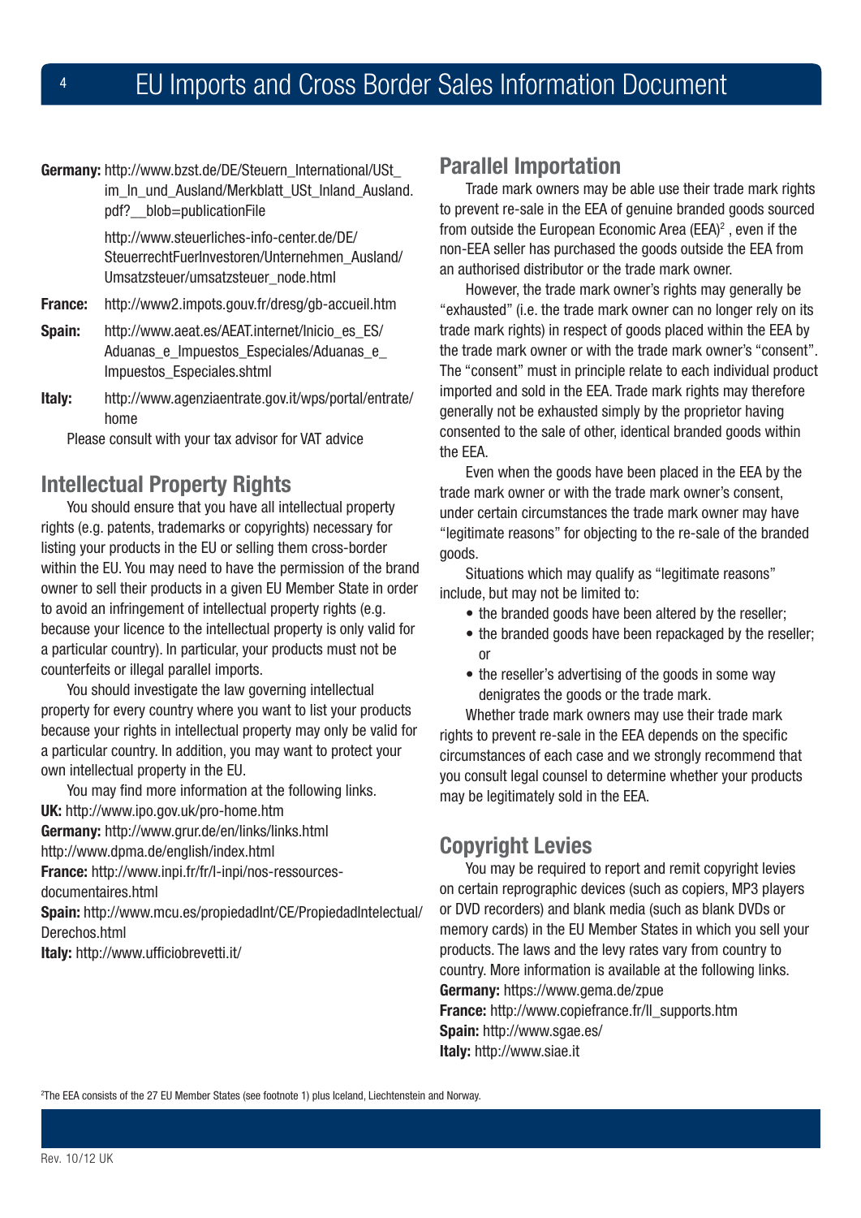**Germany:** http://www.bzst.de/DE/Steuern_International/USt_im_In_und_Ausland/Merkblatt_USt_Inland_Ausland.pdf?__blob=publicationFile

http://www.steuerliches-info-center.de/DE/SteuerrechtFuerInvestoren/Unternehmen_Ausland/Umsatzsteuer/umsatzsteuer_node.html

**France:** http://www2.impots.gouv.fr/dresg/gb-accueil.htm

**Spain:** http://www.aeat.es/AEAT.internet/Inicio_es_ES/Aduanas_e_Impuestos_Especiales/Aduanas_e_Impuestos_Especiales.shtml

**Italy:** http://www.agenziaentrate.gov.it/wps/portal/entrate/home

Please consult with your tax advisor for VAT advice

## Intellectual Property Rights

You should ensure that you have all intellectual property rights (e.g. patents, trademarks or copyrights) necessary for listing your products in the EU or selling them cross-border within the EU. You may need to have the permission of the brand owner to sell their products in a given EU Member State in order to avoid an infringement of intellectual property rights (e.g. because your licence to the intellectual property is only valid for a particular country). In particular, your products must not be counterfeits or illegal parallel imports.

You should investigate the law governing intellectual property for every country where you want to list your products because your rights in intellectual property may only be valid for a particular country. In addition, you may want to protect your own intellectual property in the EU.

You may find more information at the following links.

**UK:** http://www.ipo.gov.uk/pro-home.htm

**Germany:** http://www.grur.de/en/links/links.html
http://www.dpma.de/english/index.html

**France:** http://www.inpi.fr/fr/l-inpi/nos-ressources-documentaires.html

**Spain:** http://www.mcu.es/propiedadInt/CE/PropiedadIntelectual/Derechos.html

**Italy:** http://www.ufficiobrevetti.it/

## Parallel Importation

Trade mark owners may be able use their trade mark rights to prevent re-sale in the EEA of genuine branded goods sourced from outside the European Economic Area (EEA)[2] , even if the non-EEA seller has purchased the goods outside the EEA from an authorised distributor or the trade mark owner.

However, the trade mark owner's rights may generally be "exhausted" (i.e. the trade mark owner can no longer rely on its trade mark rights) in respect of goods placed within the EEA by the trade mark owner or with the trade mark owner's "consent". The "consent" must in principle relate to each individual product imported and sold in the EEA. Trade mark rights may therefore generally not be exhausted simply by the proprietor having consented to the sale of other, identical branded goods within the EEA.

Even when the goods have been placed in the EEA by the trade mark owner or with the trade mark owner's consent, under certain circumstances the trade mark owner may have "legitimate reasons" for objecting to the re-sale of the branded goods.

Situations which may qualify as "legitimate reasons" include, but may not be limited to:

- the branded goods have been altered by the reseller;
- the branded goods have been repackaged by the reseller; or
- the reseller's advertising of the goods in some way denigrates the goods or the trade mark.

Whether trade mark owners may use their trade mark rights to prevent re-sale in the EEA depends on the specific circumstances of each case and we strongly recommend that you consult legal counsel to determine whether your products may be legitimately sold in the EEA.

## Copyright Levies

You may be required to report and remit copyright levies on certain reprographic devices (such as copiers, MP3 players or DVD recorders) and blank media (such as blank DVDs or memory cards) in the EU Member States in which you sell your products. The laws and the levy rates vary from country to country. More information is available at the following links.

**Germany:** https://www.gema.de/zpue

**France:** http://www.copiefrance.fr/ll_supports.htm

**Spain:** http://www.sgae.es/

**Italy:** http://www.siae.it

[2]The EEA consists of the 27 EU Member States (see footnote 1) plus Iceland, Liechtenstein and Norway.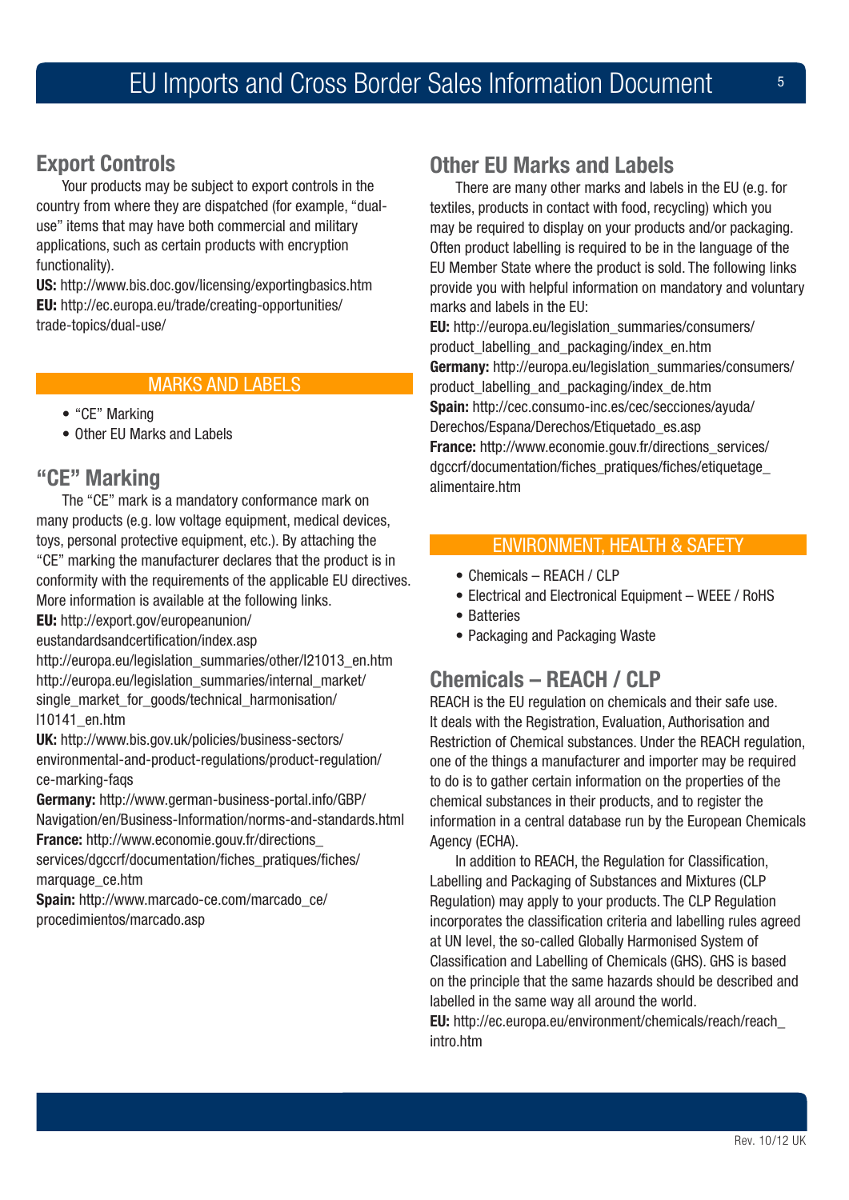## Export Controls

Your products may be subject to export controls in the country from where they are dispatched (for example, "dual-use" items that may have both commercial and military applications, such as certain products with encryption functionality).

**US:** http://www.bis.doc.gov/licensing/exportingbasics.htm
**EU:** http://ec.europa.eu/trade/creating-opportunities/trade-topics/dual-use/

## MARKS AND LABELS

- "CE" Marking
- Other EU Marks and Labels

## "CE" Marking

The "CE" mark is a mandatory conformance mark on many products (e.g. low voltage equipment, medical devices, toys, personal protective equipment, etc.). By attaching the "CE" marking the manufacturer declares that the product is in conformity with the requirements of the applicable EU directives. More information is available at the following links.

**EU:** http://export.gov/europeanunion/eustandardsandcertification/index.asp
http://europa.eu/legislation_summaries/other/l21013_en.htm
http://europa.eu/legislation_summaries/internal_market/single_market_for_goods/technical_harmonisation/l10141_en.htm
**UK:** http://www.bis.gov.uk/policies/business-sectors/environmental-and-product-regulations/product-regulation/ce-marking-faqs
**Germany:** http://www.german-business-portal.info/GBP/Navigation/en/Business-Information/norms-and-standards.html
**France:** http://www.economie.gouv.fr/directions_services/dgccrf/documentation/fiches_pratiques/fiches/marquage_ce.htm
**Spain:** http://www.marcado-ce.com/marcado_ce/procedimientos/marcado.asp

## Other EU Marks and Labels

There are many other marks and labels in the EU (e.g. for textiles, products in contact with food, recycling) which you may be required to display on your products and/or packaging. Often product labelling is required to be in the language of the EU Member State where the product is sold. The following links provide you with helpful information on mandatory and voluntary marks and labels in the EU:

**EU:** http://europa.eu/legislation_summaries/consumers/product_labelling_and_packaging/index_en.htm
**Germany:** http://europa.eu/legislation_summaries/consumers/product_labelling_and_packaging/index_de.htm
**Spain:** http://cec.consumo-inc.es/cec/secciones/ayuda/Derechos/Espana/Derechos/Etiquetado_es.asp
**France:** http://www.economie.gouv.fr/directions_services/dgccrf/documentation/fiches_pratiques/fiches/etiquetage_alimentaire.htm

## ENVIRONMENT, HEALTH & SAFETY

- Chemicals – REACH / CLP
- Electrical and Electronical Equipment – WEEE / RoHS
- Batteries
- Packaging and Packaging Waste

## Chemicals – REACH / CLP

REACH is the EU regulation on chemicals and their safe use. It deals with the Registration, Evaluation, Authorisation and Restriction of Chemical substances. Under the REACH regulation, one of the things a manufacturer and importer may be required to do is to gather certain information on the properties of the chemical substances in their products, and to register the information in a central database run by the European Chemicals Agency (ECHA).

In addition to REACH, the Regulation for Classification, Labelling and Packaging of Substances and Mixtures (CLP Regulation) may apply to your products. The CLP Regulation incorporates the classification criteria and labelling rules agreed at UN level, the so-called Globally Harmonised System of Classification and Labelling of Chemicals (GHS). GHS is based on the principle that the same hazards should be described and labelled in the same way all around the world.

**EU:** http://ec.europa.eu/environment/chemicals/reach/reach_intro.htm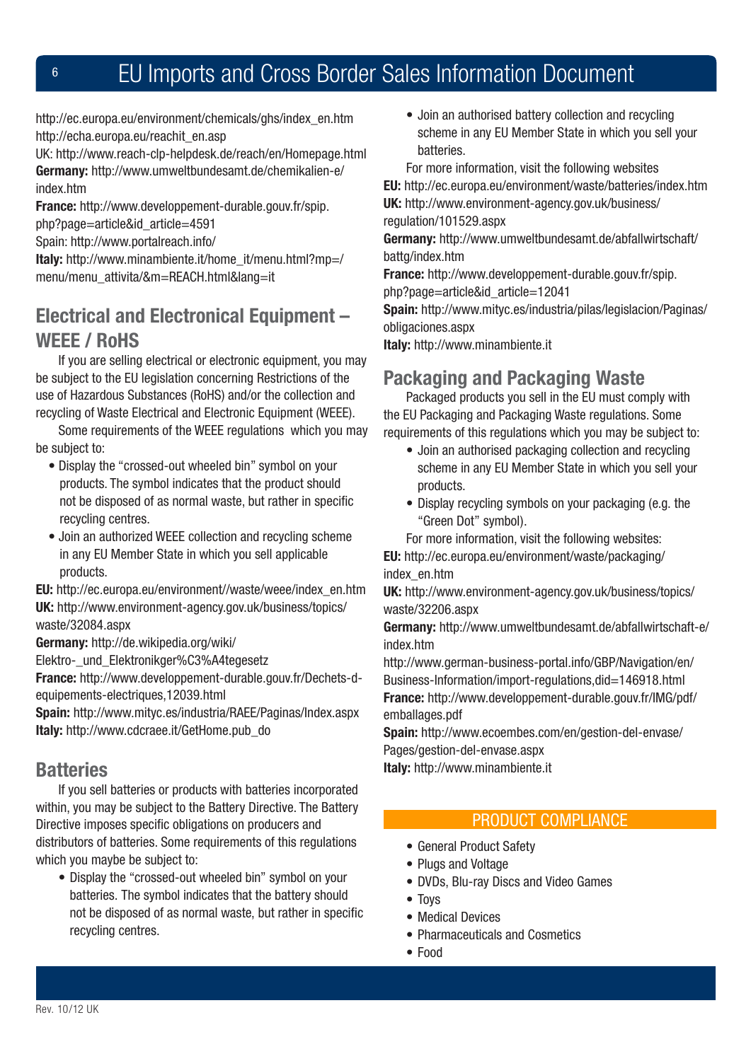http://ec.europa.eu/environment/chemicals/ghs/index_en.htm
http://echa.europa.eu/reachit_en.asp
UK: http://www.reach-clp-helpdesk.de/reach/en/Homepage.html
**Germany:** http://www.umweltbundesamt.de/chemikalien-e/index.htm
**France:** http://www.developpement-durable.gouv.fr/spip.php?page=article&id_article=4591
Spain: http://www.portalreach.info/
**Italy:** http://www.minambiente.it/home_it/menu.html?mp=/menu/menu_attivita/&m=REACH.html&lang=it

## Electrical and Electronical Equipment – WEEE / RoHS

If you are selling electrical or electronic equipment, you may be subject to the EU legislation concerning Restrictions of the use of Hazardous Substances (RoHS) and/or the collection and recycling of Waste Electrical and Electronic Equipment (WEEE).

Some requirements of the WEEE regulations which you may be subject to:

- Display the "crossed-out wheeled bin" symbol on your products. The symbol indicates that the product should not be disposed of as normal waste, but rather in specific recycling centres.
- Join an authorized WEEE collection and recycling scheme in any EU Member State in which you sell applicable products.

**EU:** http://ec.europa.eu/environment//waste/weee/index_en.htm
**UK:** http://www.environment-agency.gov.uk/business/topics/waste/32084.aspx
**Germany:** http://de.wikipedia.org/wiki/Elektro-_und_Elektronikger%C3%A4tegesetz
**France:** http://www.developpement-durable.gouv.fr/Dechets-d-equipements-electriques,12039.html
**Spain:** http://www.mityc.es/industria/RAEE/Paginas/Index.aspx
**Italy:** http://www.cdcraee.it/GetHome.pub_do

## Batteries

If you sell batteries or products with batteries incorporated within, you may be subject to the Battery Directive. The Battery Directive imposes specific obligations on producers and distributors of batteries. Some requirements of this regulations which you maybe be subject to:

- Display the "crossed-out wheeled bin" symbol on your batteries. The symbol indicates that the battery should not be disposed of as normal waste, but rather in specific recycling centres.
- Join an authorised battery collection and recycling scheme in any EU Member State in which you sell your batteries.

For more information, visit the following websites

**EU:** http://ec.europa.eu/environment/waste/batteries/index.htm
**UK:** http://www.environment-agency.gov.uk/business/regulation/101529.aspx
**Germany:** http://www.umweltbundesamt.de/abfallwirtschaft/battg/index.htm
**France:** http://www.developpement-durable.gouv.fr/spip.php?page=article&id_article=12041
**Spain:** http://www.mityc.es/industria/pilas/legislacion/Paginas/obligaciones.aspx
**Italy:** http://www.minambiente.it

## Packaging and Packaging Waste

Packaged products you sell in the EU must comply with the EU Packaging and Packaging Waste regulations. Some requirements of this regulations which you may be subject to:

- Join an authorised packaging collection and recycling scheme in any EU Member State in which you sell your products.
- Display recycling symbols on your packaging (e.g. the "Green Dot" symbol).

For more information, visit the following websites:

**EU:** http://ec.europa.eu/environment/waste/packaging/index_en.htm
**UK:** http://www.environment-agency.gov.uk/business/topics/waste/32206.aspx
**Germany:** http://www.umweltbundesamt.de/abfallwirtschaft-e/index.htm
http://www.german-business-portal.info/GBP/Navigation/en/Business-Information/import-regulations,did=146918.html
**France:** http://www.developpement-durable.gouv.fr/IMG/pdf/emballages.pdf
**Spain:** http://www.ecoembes.com/en/gestion-del-envase/Pages/gestion-del-envase.aspx
**Italy:** http://www.minambiente.it

## PRODUCT COMPLIANCE

- General Product Safety
- Plugs and Voltage
- DVDs, Blu-ray Discs and Video Games
- Toys
- Medical Devices
- Pharmaceuticals and Cosmetics
- Food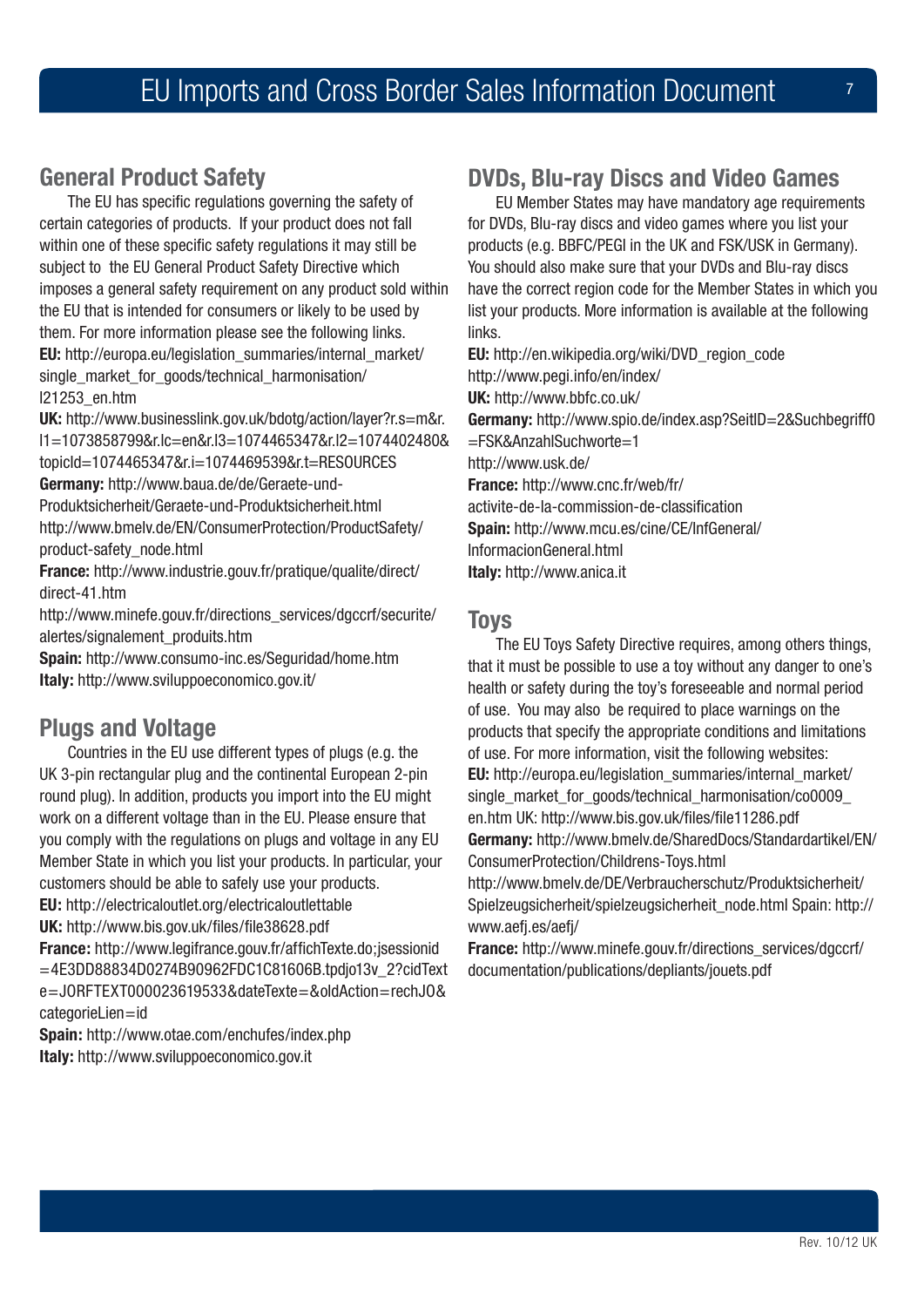## General Product Safety

The EU has specific regulations governing the safety of certain categories of products. If your product does not fall within one of these specific safety regulations it may still be subject to the EU General Product Safety Directive which imposes a general safety requirement on any product sold within the EU that is intended for consumers or likely to be used by them. For more information please see the following links.

**EU:** http://europa.eu/legislation_summaries/internal_market/single_market_for_goods/technical_harmonisation/l21253_en.htm

**UK:** http://www.businesslink.gov.uk/bdotg/action/layer?r.s=m&r.l1=1073858799&r.lc=en&r.l3=1074465347&r.l2=1074402480&topicId=1074465347&r.i=1074469539&r.t=RESOURCES

**Germany:** http://www.baua.de/de/Geraete-und-Produktsicherheit/Geraete-und-Produktsicherheit.html
http://www.bmelv.de/EN/ConsumerProtection/ProductSafety/product-safety_node.html

**France:** http://www.industrie.gouv.fr/pratique/qualite/direct/direct-41.htm
http://www.minefe.gouv.fr/directions_services/dgccrf/securite/alertes/signalement_produits.htm

**Spain:** http://www.consumo-inc.es/Seguridad/home.htm

**Italy:** http://www.sviluppoeconomico.gov.it/

## Plugs and Voltage

Countries in the EU use different types of plugs (e.g. the UK 3-pin rectangular plug and the continental European 2-pin round plug). In addition, products you import into the EU might work on a different voltage than in the EU. Please ensure that you comply with the regulations on plugs and voltage in any EU Member State in which you list your products. In particular, your customers should be able to safely use your products.

**EU:** http://electricaloutlet.org/electricaloutlettable

**UK:** http://www.bis.gov.uk/files/file38628.pdf

**France:** http://www.legifrance.gouv.fr/affichTexte.do;jsessionid=4E3DD88834D0274B90962FDC1C81606B.tpdjo13v_2?cidTexte=JORFTEXT000023619533&dateTexte=&oldAction=rechJO&categorieLien=id

**Spain:** http://www.otae.com/enchufes/index.php

**Italy:** http://www.sviluppoeconomico.gov.it

## DVDs, Blu-ray Discs and Video Games

EU Member States may have mandatory age requirements for DVDs, Blu-ray discs and video games where you list your products (e.g. BBFC/PEGI in the UK and FSK/USK in Germany). You should also make sure that your DVDs and Blu-ray discs have the correct region code for the Member States in which you list your products. More information is available at the following links.

**EU:** http://en.wikipedia.org/wiki/DVD_region_code
http://www.pegi.info/en/index/

**UK:** http://www.bbfc.co.uk/

**Germany:** http://www.spio.de/index.asp?SeitID=2&Suchbegriff0=FSK&AnzahlSuchworte=1
http://www.usk.de/

**France:** http://www.cnc.fr/web/fr/activite-de-la-commission-de-classification

**Spain:** http://www.mcu.es/cine/CE/InfGeneral/InformacionGeneral.html

**Italy:** http://www.anica.it

## Toys

The EU Toys Safety Directive requires, among others things, that it must be possible to use a toy without any danger to one's health or safety during the toy's foreseeable and normal period of use. You may also be required to place warnings on the products that specify the appropriate conditions and limitations of use. For more information, visit the following websites:

**EU:** http://europa.eu/legislation_summaries/internal_market/single_market_for_goods/technical_harmonisation/co0009_en.htm UK: http://www.bis.gov.uk/files/file11286.pdf

**Germany:** http://www.bmelv.de/SharedDocs/Standardartikel/EN/ConsumerProtection/Childrens-Toys.html
http://www.bmelv.de/DE/Verbraucherschutz/Produktsicherheit/Spielzeugsicherheit/spielzeugsicherheit_node.html Spain: http://www.aefj.es/aefj/

**France:** http://www.minefe.gouv.fr/directions_services/dgccrf/documentation/publications/depliants/jouets.pdf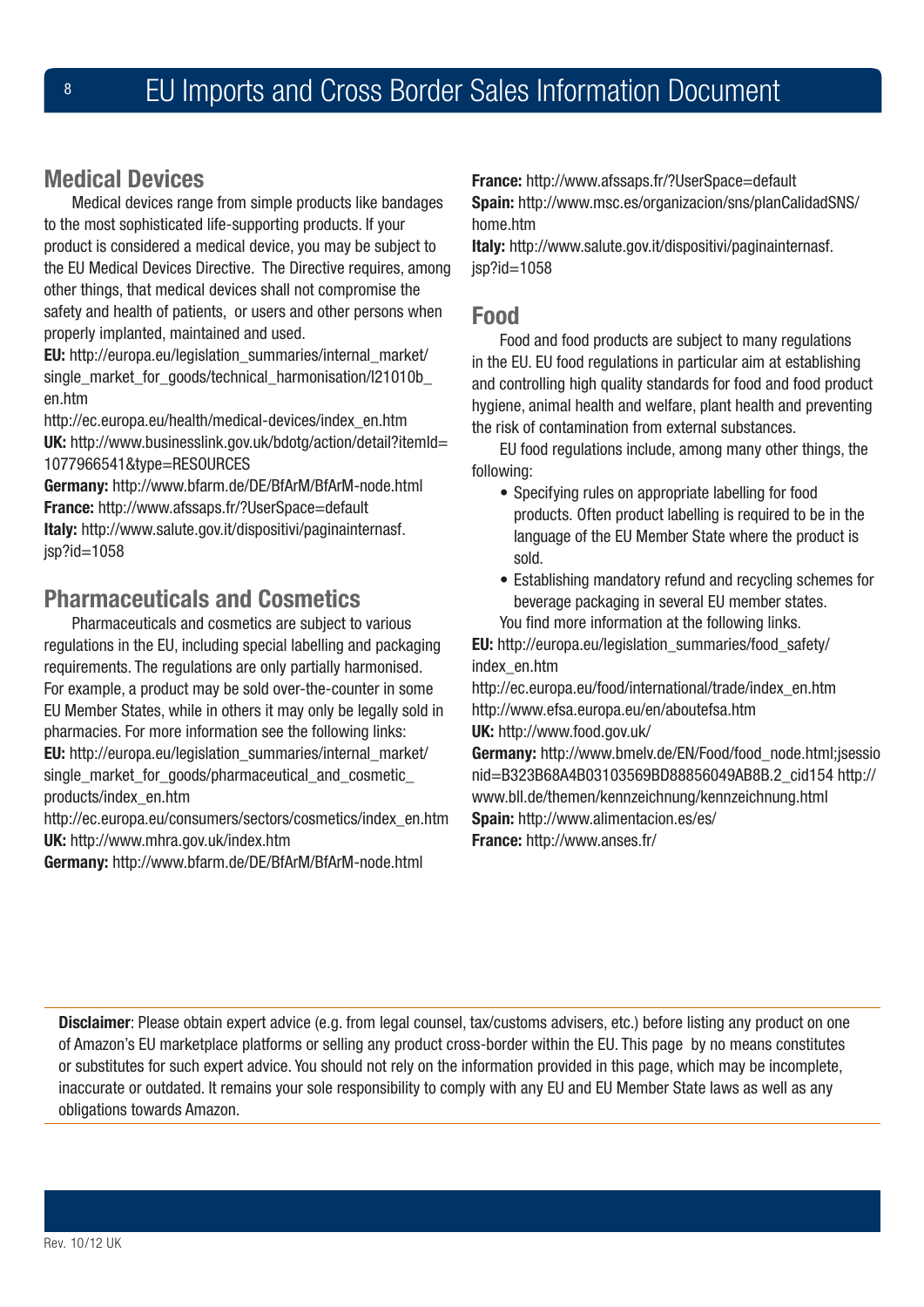## Medical Devices

Medical devices range from simple products like bandages to the most sophisticated life-supporting products. If your product is considered a medical device, you may be subject to the EU Medical Devices Directive. The Directive requires, among other things, that medical devices shall not compromise the safety and health of patients, or users and other persons when properly implanted, maintained and used.

**EU:** http://europa.eu/legislation_summaries/internal_market/single_market_for_goods/technical_harmonisation/l21010b_en.htm
http://ec.europa.eu/health/medical-devices/index_en.htm
**UK:** http://www.businesslink.gov.uk/bdotg/action/detail?itemId=1077966541&type=RESOURCES
**Germany:** http://www.bfarm.de/DE/BfArM/BfArM-node.html
**France:** http://www.afssaps.fr/?UserSpace=default
**Italy:** http://www.salute.gov.it/dispositivi/paginainternasf.jsp?id=1058

## Pharmaceuticals and Cosmetics

Pharmaceuticals and cosmetics are subject to various regulations in the EU, including special labelling and packaging requirements. The regulations are only partially harmonised. For example, a product may be sold over-the-counter in some EU Member States, while in others it may only be legally sold in pharmacies. For more information see the following links:

**EU:** http://europa.eu/legislation_summaries/internal_market/single_market_for_goods/pharmaceutical_and_cosmetic_products/index_en.htm
http://ec.europa.eu/consumers/sectors/cosmetics/index_en.htm
**UK:** http://www.mhra.gov.uk/index.htm
**Germany:** http://www.bfarm.de/DE/BfArM/BfArM-node.html
**France:** http://www.afssaps.fr/?UserSpace=default
**Spain:** http://www.msc.es/organizacion/sns/planCalidadSNS/home.htm
**Italy:** http://www.salute.gov.it/dispositivi/paginainternasf.jsp?id=1058

## Food

Food and food products are subject to many regulations in the EU. EU food regulations in particular aim at establishing and controlling high quality standards for food and food product hygiene, animal health and welfare, plant health and preventing the risk of contamination from external substances.

EU food regulations include, among many other things, the following:

- Specifying rules on appropriate labelling for food products. Often product labelling is required to be in the language of the EU Member State where the product is sold.
- Establishing mandatory refund and recycling schemes for beverage packaging in several EU member states.

You find more information at the following links.

**EU:** http://europa.eu/legislation_summaries/food_safety/index_en.htm
http://ec.europa.eu/food/international/trade/index_en.htm
http://www.efsa.europa.eu/en/aboutefsa.htm
**UK:** http://www.food.gov.uk/
**Germany:** http://www.bmelv.de/EN/Food/food_node.html;jsessionid=B323B68A4B03103569BD88856049AB8B.2_cid154 http://www.bll.de/themen/kennzeichnung/kennzeichnung.html
**Spain:** http://www.alimentacion.es/es/
**France:** http://www.anses.fr/

---

**Disclaimer**: Please obtain expert advice (e.g. from legal counsel, tax/customs advisers, etc.) before listing any product on one of Amazon's EU marketplace platforms or selling any product cross-border within the EU. This page by no means constitutes or substitutes for such expert advice. You should not rely on the information provided in this page, which may be incomplete, inaccurate or outdated. It remains your sole responsibility to comply with any EU and EU Member State laws as well as any obligations towards Amazon.